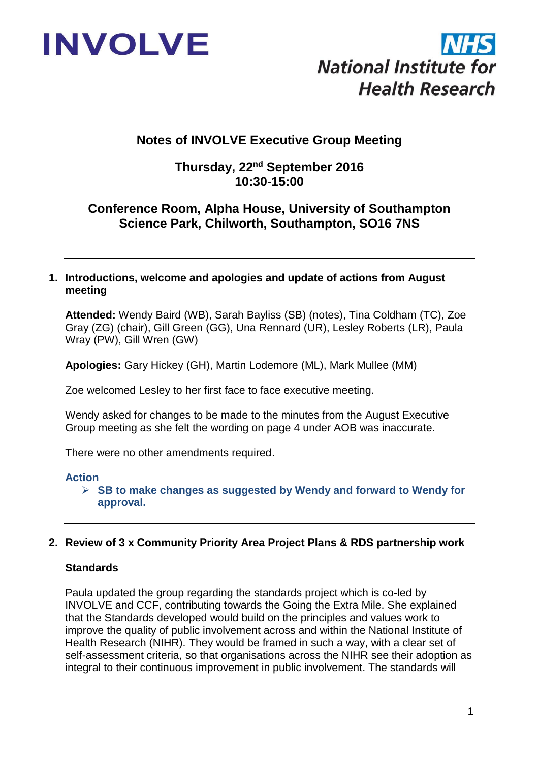INVOLVE

NHS National Institute for Health Research

# Notes of INVOLVE Executive Group Meeting

**Thursday, 22nd September 2016**
**10:30-15:00**

**Conference Room, Alpha House, University of Southampton Science Park, Chilworth, Southampton, SO16 7NS**

---

## 1. Introductions, welcome and apologies and update of actions from August meeting

**Attended:** Wendy Baird (WB), Sarah Bayliss (SB) (notes), Tina Coldham (TC), Zoe Gray (ZG) (chair), Gill Green (GG), Una Rennard (UR), Lesley Roberts (LR), Paula Wray (PW), Gill Wren (GW)

**Apologies:** Gary Hickey (GH), Martin Lodemore (ML), Mark Mullee (MM)

Zoe welcomed Lesley to her first face to face executive meeting.

Wendy asked for changes to be made to the minutes from the August Executive Group meeting as she felt the wording on page 4 under AOB was inaccurate.

There were no other amendments required.

**Action**

- **SB to make changes as suggested by Wendy and forward to Wendy for approval.**

---

## 2. Review of 3 x Community Priority Area Project Plans & RDS partnership work

### Standards

Paula updated the group regarding the standards project which is co-led by INVOLVE and CCF, contributing towards the Going the Extra Mile. She explained that the Standards developed would build on the principles and values work to improve the quality of public involvement across and within the National Institute of Health Research (NIHR). They would be framed in such a way, with a clear set of self-assessment criteria, so that organisations across the NIHR see their adoption as integral to their continuous improvement in public involvement. The standards will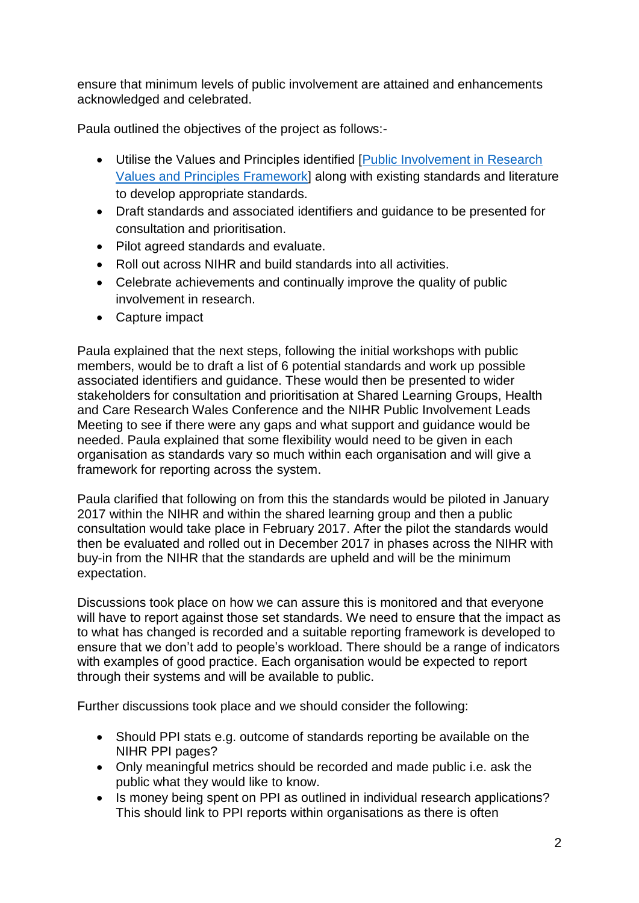ensure that minimum levels of public involvement are attained and enhancements acknowledged and celebrated.

Paula outlined the objectives of the project as follows:-

- Utilise the Values and Principles identified [Public Involvement in Research Values and Principles Framework] along with existing standards and literature to develop appropriate standards.
- Draft standards and associated identifiers and guidance to be presented for consultation and prioritisation.
- Pilot agreed standards and evaluate.
- Roll out across NIHR and build standards into all activities.
- Celebrate achievements and continually improve the quality of public involvement in research.
- Capture impact

Paula explained that the next steps, following the initial workshops with public members, would be to draft a list of 6 potential standards and work up possible associated identifiers and guidance. These would then be presented to wider stakeholders for consultation and prioritisation at Shared Learning Groups, Health and Care Research Wales Conference and the NIHR Public Involvement Leads Meeting to see if there were any gaps and what support and guidance would be needed. Paula explained that some flexibility would need to be given in each organisation as standards vary so much within each organisation and will give a framework for reporting across the system.

Paula clarified that following on from this the standards would be piloted in January 2017 within the NIHR and within the shared learning group and then a public consultation would take place in February 2017. After the pilot the standards would then be evaluated and rolled out in December 2017 in phases across the NIHR with buy-in from the NIHR that the standards are upheld and will be the minimum expectation.

Discussions took place on how we can assure this is monitored and that everyone will have to report against those set standards. We need to ensure that the impact as to what has changed is recorded and a suitable reporting framework is developed to ensure that we don't add to people's workload. There should be a range of indicators with examples of good practice. Each organisation would be expected to report through their systems and will be available to public.

Further discussions took place and we should consider the following:

- Should PPI stats e.g. outcome of standards reporting be available on the NIHR PPI pages?
- Only meaningful metrics should be recorded and made public i.e. ask the public what they would like to know.
- Is money being spent on PPI as outlined in individual research applications? This should link to PPI reports within organisations as there is often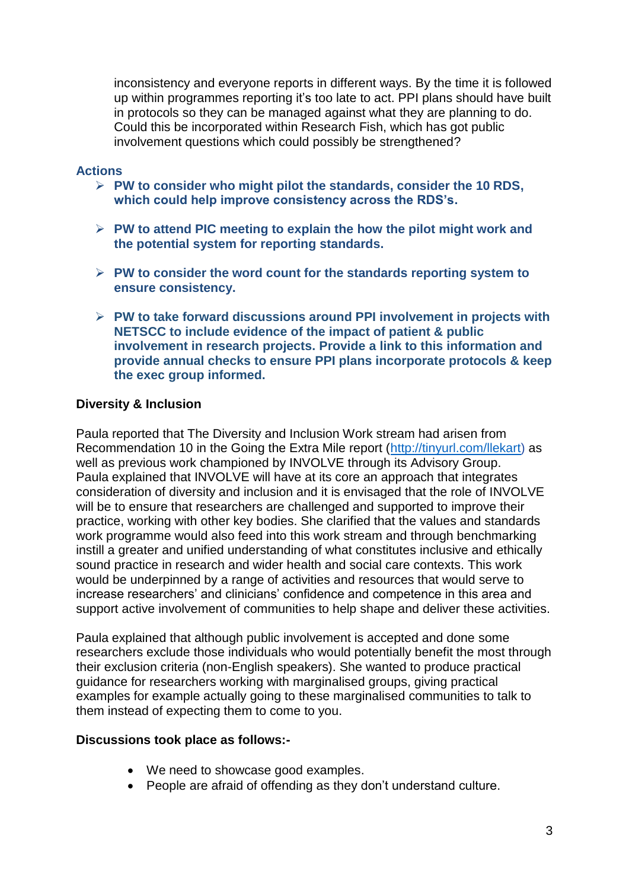inconsistency and everyone reports in different ways. By the time it is followed up within programmes reporting it's too late to act. PPI plans should have built in protocols so they can be managed against what they are planning to do. Could this be incorporated within Research Fish, which has got public involvement questions which could possibly be strengthened?

**Actions**

- **PW to consider who might pilot the standards, consider the 10 RDS, which could help improve consistency across the RDS's.**
- **PW to attend PIC meeting to explain the how the pilot might work and the potential system for reporting standards.**
- **PW to consider the word count for the standards reporting system to ensure consistency.**
- **PW to take forward discussions around PPI involvement in projects with NETSCC to include evidence of the impact of patient & public involvement in research projects. Provide a link to this information and provide annual checks to ensure PPI plans incorporate protocols & keep the exec group informed.**

**Diversity & Inclusion**

Paula reported that The Diversity and Inclusion Work stream had arisen from Recommendation 10 in the Going the Extra Mile report (http://tinyurl.com/llekart) as well as previous work championed by INVOLVE through its Advisory Group. Paula explained that INVOLVE will have at its core an approach that integrates consideration of diversity and inclusion and it is envisaged that the role of INVOLVE will be to ensure that researchers are challenged and supported to improve their practice, working with other key bodies. She clarified that the values and standards work programme would also feed into this work stream and through benchmarking instill a greater and unified understanding of what constitutes inclusive and ethically sound practice in research and wider health and social care contexts. This work would be underpinned by a range of activities and resources that would serve to increase researchers' and clinicians' confidence and competence in this area and support active involvement of communities to help shape and deliver these activities.

Paula explained that although public involvement is accepted and done some researchers exclude those individuals who would potentially benefit the most through their exclusion criteria (non-English speakers). She wanted to produce practical guidance for researchers working with marginalised groups, giving practical examples for example actually going to these marginalised communities to talk to them instead of expecting them to come to you.

**Discussions took place as follows:-**

- We need to showcase good examples.
- People are afraid of offending as they don't understand culture.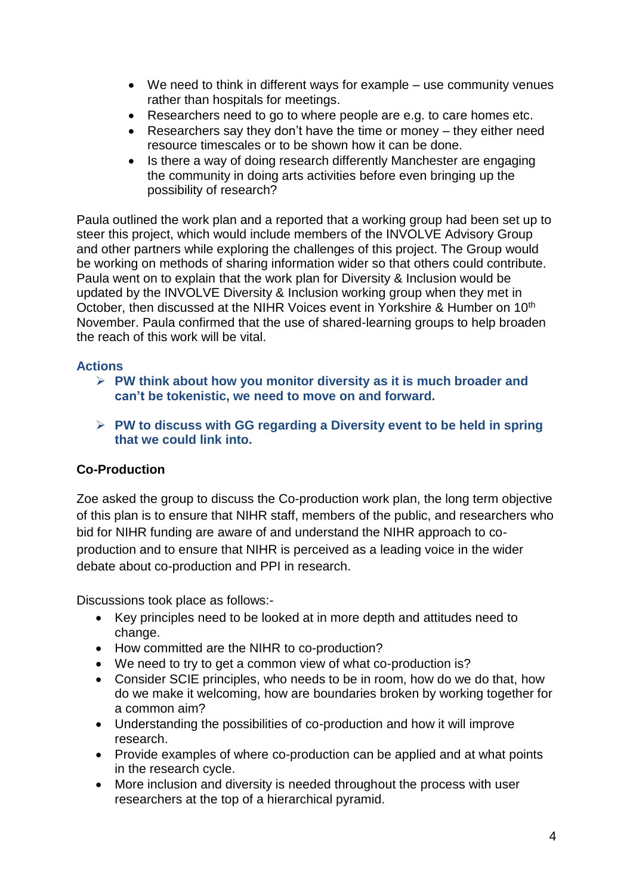- We need to think in different ways for example – use community venues rather than hospitals for meetings.
- Researchers need to go to where people are e.g. to care homes etc.
- Researchers say they don't have the time or money – they either need resource timescales or to be shown how it can be done.
- Is there a way of doing research differently Manchester are engaging the community in doing arts activities before even bringing up the possibility of research?

Paula outlined the work plan and a reported that a working group had been set up to steer this project, which would include members of the INVOLVE Advisory Group and other partners while exploring the challenges of this project. The Group would be working on methods of sharing information wider so that others could contribute. Paula went on to explain that the work plan for Diversity & Inclusion would be updated by the INVOLVE Diversity & Inclusion working group when they met in October, then discussed at the NIHR Voices event in Yorkshire & Humber on 10th November. Paula confirmed that the use of shared-learning groups to help broaden the reach of this work will be vital.

**Actions**

- **PW think about how you monitor diversity as it is much broader and can't be tokenistic, we need to move on and forward.**
- **PW to discuss with GG regarding a Diversity event to be held in spring that we could link into.**

**Co-Production**

Zoe asked the group to discuss the Co-production work plan, the long term objective of this plan is to ensure that NIHR staff, members of the public, and researchers who bid for NIHR funding are aware of and understand the NIHR approach to co-production and to ensure that NIHR is perceived as a leading voice in the wider debate about co-production and PPI in research.

Discussions took place as follows:-

- Key principles need to be looked at in more depth and attitudes need to change.
- How committed are the NIHR to co-production?
- We need to try to get a common view of what co-production is?
- Consider SCIE principles, who needs to be in room, how do we do that, how do we make it welcoming, how are boundaries broken by working together for a common aim?
- Understanding the possibilities of co-production and how it will improve research.
- Provide examples of where co-production can be applied and at what points in the research cycle.
- More inclusion and diversity is needed throughout the process with user researchers at the top of a hierarchical pyramid.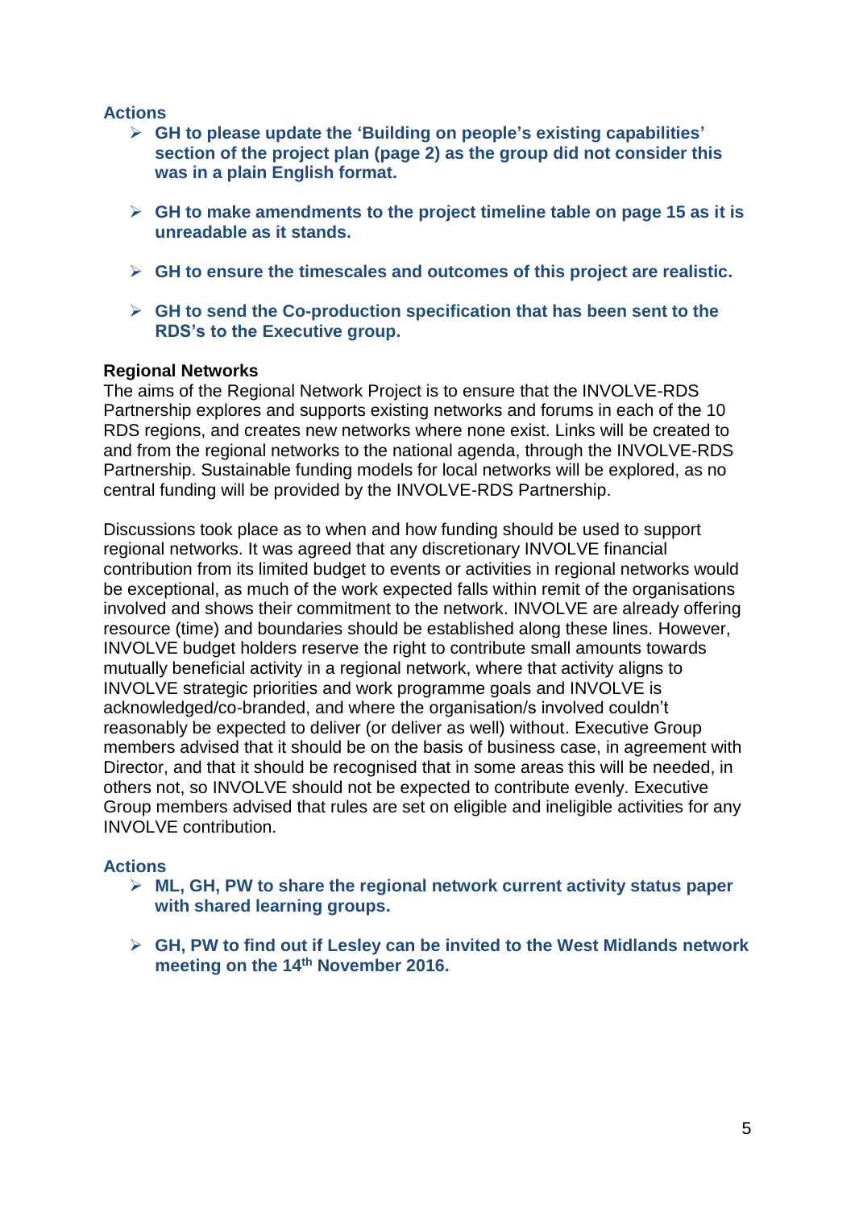**Actions**

- **GH to please update the 'Building on people's existing capabilities' section of the project plan (page 2) as the group did not consider this was in a plain English format.**

- **GH to make amendments to the project timeline table on page 15 as it is unreadable as it stands.**

- **GH to ensure the timescales and outcomes of this project are realistic.**

- **GH to send the Co-production specification that has been sent to the RDS's to the Executive group.**

**Regional Networks**

The aims of the Regional Network Project is to ensure that the INVOLVE-RDS Partnership explores and supports existing networks and forums in each of the 10 RDS regions, and creates new networks where none exist. Links will be created to and from the regional networks to the national agenda, through the INVOLVE-RDS Partnership. Sustainable funding models for local networks will be explored, as no central funding will be provided by the INVOLVE-RDS Partnership.

Discussions took place as to when and how funding should be used to support regional networks. It was agreed that any discretionary INVOLVE financial contribution from its limited budget to events or activities in regional networks would be exceptional, as much of the work expected falls within remit of the organisations involved and shows their commitment to the network. INVOLVE are already offering resource (time) and boundaries should be established along these lines. However, INVOLVE budget holders reserve the right to contribute small amounts towards mutually beneficial activity in a regional network, where that activity aligns to INVOLVE strategic priorities and work programme goals and INVOLVE is acknowledged/co-branded, and where the organisation/s involved couldn't reasonably be expected to deliver (or deliver as well) without. Executive Group members advised that it should be on the basis of business case, in agreement with Director, and that it should be recognised that in some areas this will be needed, in others not, so INVOLVE should not be expected to contribute evenly. Executive Group members advised that rules are set on eligible and ineligible activities for any INVOLVE contribution.

**Actions**

- **ML, GH, PW to share the regional network current activity status paper with shared learning groups.**

- **GH, PW to find out if Lesley can be invited to the West Midlands network meeting on the 14th November 2016.**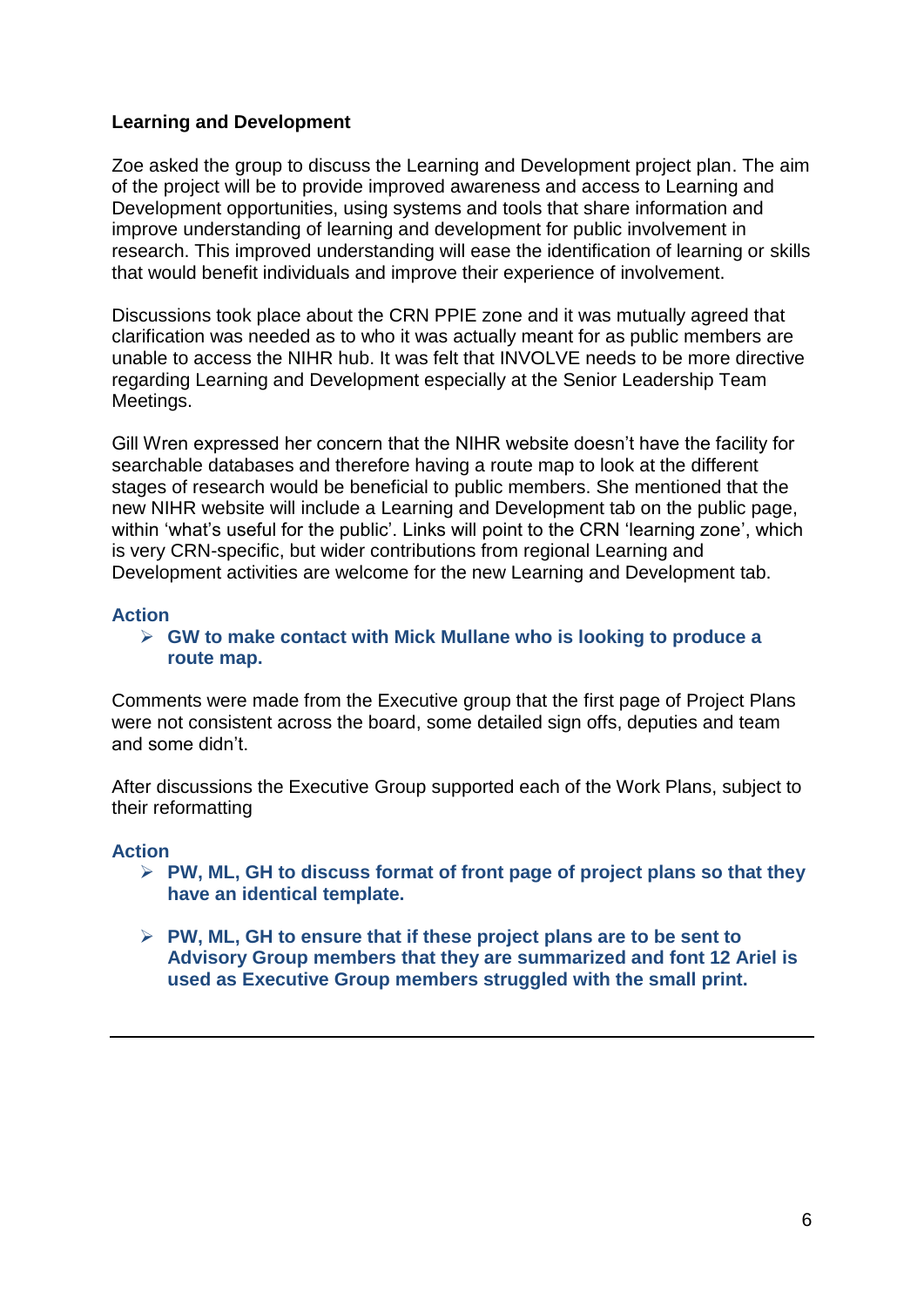**Learning and Development**

Zoe asked the group to discuss the Learning and Development project plan. The aim of the project will be to provide improved awareness and access to Learning and Development opportunities, using systems and tools that share information and improve understanding of learning and development for public involvement in research. This improved understanding will ease the identification of learning or skills that would benefit individuals and improve their experience of involvement.

Discussions took place about the CRN PPIE zone and it was mutually agreed that clarification was needed as to who it was actually meant for as public members are unable to access the NIHR hub. It was felt that INVOLVE needs to be more directive regarding Learning and Development especially at the Senior Leadership Team Meetings.

Gill Wren expressed her concern that the NIHR website doesn't have the facility for searchable databases and therefore having a route map to look at the different stages of research would be beneficial to public members. She mentioned that the new NIHR website will include a Learning and Development tab on the public page, within 'what's useful for the public'. Links will point to the CRN 'learning zone', which is very CRN-specific, but wider contributions from regional Learning and Development activities are welcome for the new Learning and Development tab.

**Action**

- **GW to make contact with Mick Mullane who is looking to produce a route map.**

Comments were made from the Executive group that the first page of Project Plans were not consistent across the board, some detailed sign offs, deputies and team and some didn't.

After discussions the Executive Group supported each of the Work Plans, subject to their reformatting

**Action**

- **PW, ML, GH to discuss format of front page of project plans so that they have an identical template.**
- **PW, ML, GH to ensure that if these project plans are to be sent to Advisory Group members that they are summarized and font 12 Ariel is used as Executive Group members struggled with the small print.**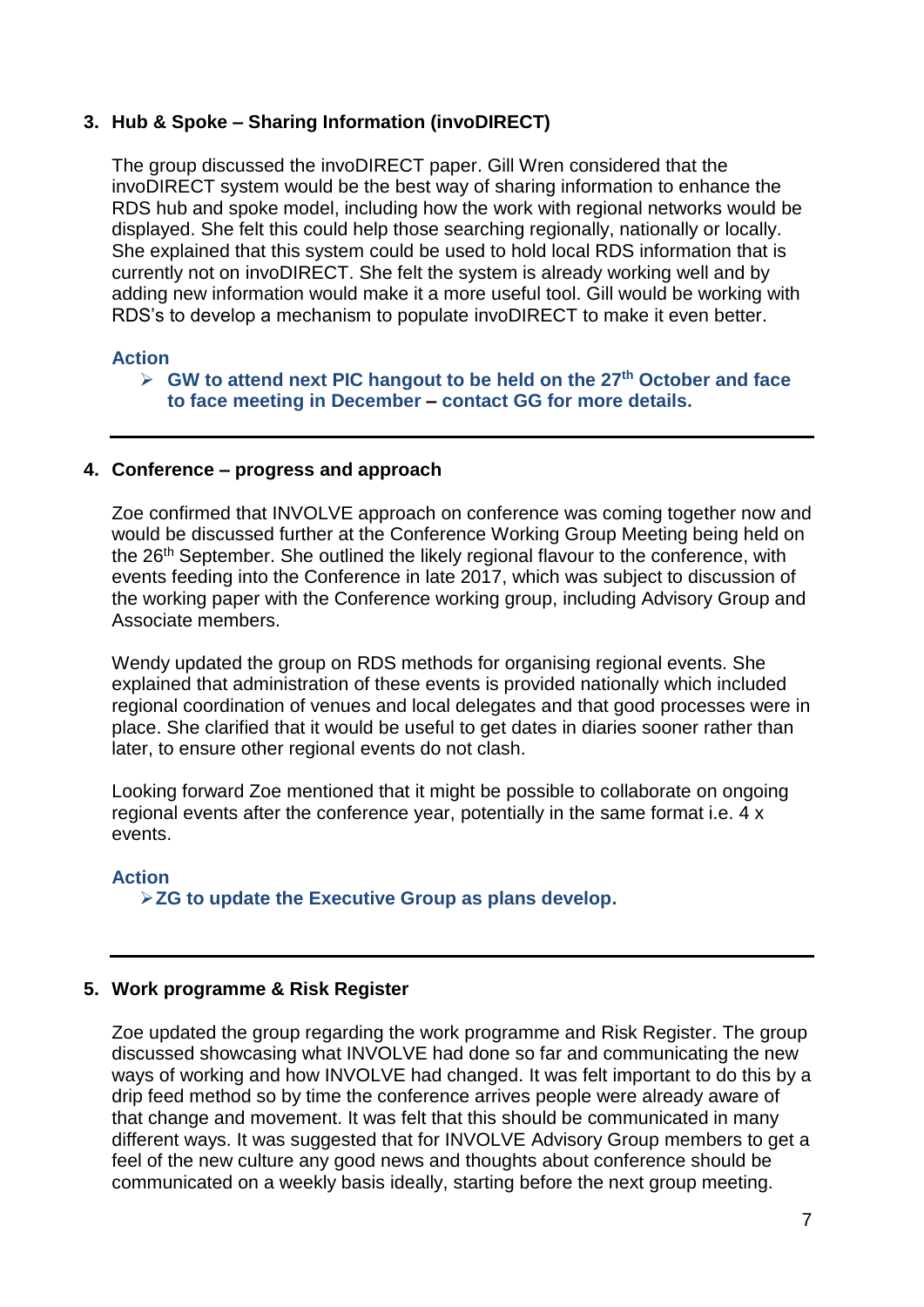### 3. Hub & Spoke – Sharing Information (invoDIRECT)

The group discussed the invoDIRECT paper. Gill Wren considered that the invoDIRECT system would be the best way of sharing information to enhance the RDS hub and spoke model, including how the work with regional networks would be displayed. She felt this could help those searching regionally, nationally or locally. She explained that this system could be used to hold local RDS information that is currently not on invoDIRECT. She felt the system is already working well and by adding new information would make it a more useful tool. Gill would be working with RDS's to develop a mechanism to populate invoDIRECT to make it even better.

**Action**

- **GW to attend next PIC hangout to be held on the 27th October and face to face meeting in December – contact GG for more details.**

---

### 4. Conference – progress and approach

Zoe confirmed that INVOLVE approach on conference was coming together now and would be discussed further at the Conference Working Group Meeting being held on the 26th September. She outlined the likely regional flavour to the conference, with events feeding into the Conference in late 2017, which was subject to discussion of the working paper with the Conference working group, including Advisory Group and Associate members.

Wendy updated the group on RDS methods for organising regional events. She explained that administration of these events is provided nationally which included regional coordination of venues and local delegates and that good processes were in place. She clarified that it would be useful to get dates in diaries sooner rather than later, to ensure other regional events do not clash.

Looking forward Zoe mentioned that it might be possible to collaborate on ongoing regional events after the conference year, potentially in the same format i.e. 4 x events.

**Action**

- **ZG to update the Executive Group as plans develop.**

---

### 5. Work programme & Risk Register

Zoe updated the group regarding the work programme and Risk Register. The group discussed showcasing what INVOLVE had done so far and communicating the new ways of working and how INVOLVE had changed. It was felt important to do this by a drip feed method so by time the conference arrives people were already aware of that change and movement. It was felt that this should be communicated in many different ways. It was suggested that for INVOLVE Advisory Group members to get a feel of the new culture any good news and thoughts about conference should be communicated on a weekly basis ideally, starting before the next group meeting.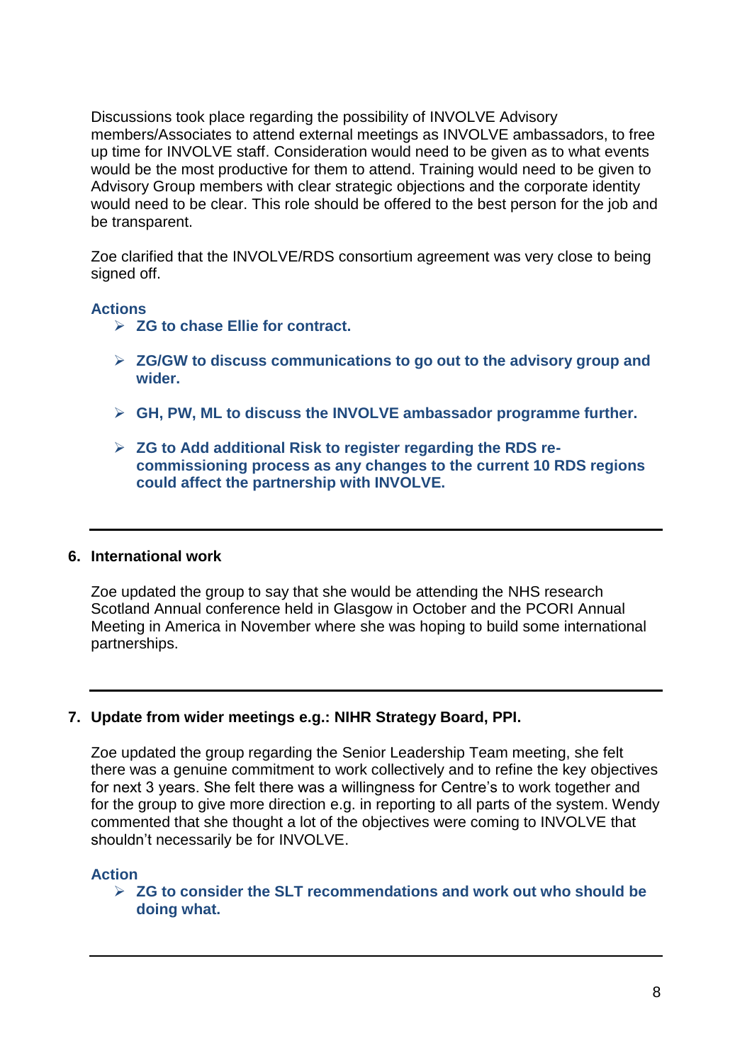Discussions took place regarding the possibility of INVOLVE Advisory members/Associates to attend external meetings as INVOLVE ambassadors, to free up time for INVOLVE staff. Consideration would need to be given as to what events would be the most productive for them to attend. Training would need to be given to Advisory Group members with clear strategic objections and the corporate identity would need to be clear. This role should be offered to the best person for the job and be transparent.

Zoe clarified that the INVOLVE/RDS consortium agreement was very close to being signed off.

**Actions**

- **ZG to chase Ellie for contract.**
- **ZG/GW to discuss communications to go out to the advisory group and wider.**
- **GH, PW, ML to discuss the INVOLVE ambassador programme further.**
- **ZG to Add additional Risk to register regarding the RDS re-commissioning process as any changes to the current 10 RDS regions could affect the partnership with INVOLVE.**

---

## 6. International work

Zoe updated the group to say that she would be attending the NHS research Scotland Annual conference held in Glasgow in October and the PCORI Annual Meeting in America in November where she was hoping to build some international partnerships.

---

## 7. Update from wider meetings e.g.: NIHR Strategy Board, PPI.

Zoe updated the group regarding the Senior Leadership Team meeting, she felt there was a genuine commitment to work collectively and to refine the key objectives for next 3 years. She felt there was a willingness for Centre's to work together and for the group to give more direction e.g. in reporting to all parts of the system. Wendy commented that she thought a lot of the objectives were coming to INVOLVE that shouldn't necessarily be for INVOLVE.

**Action**

- **ZG to consider the SLT recommendations and work out who should be doing what.**

---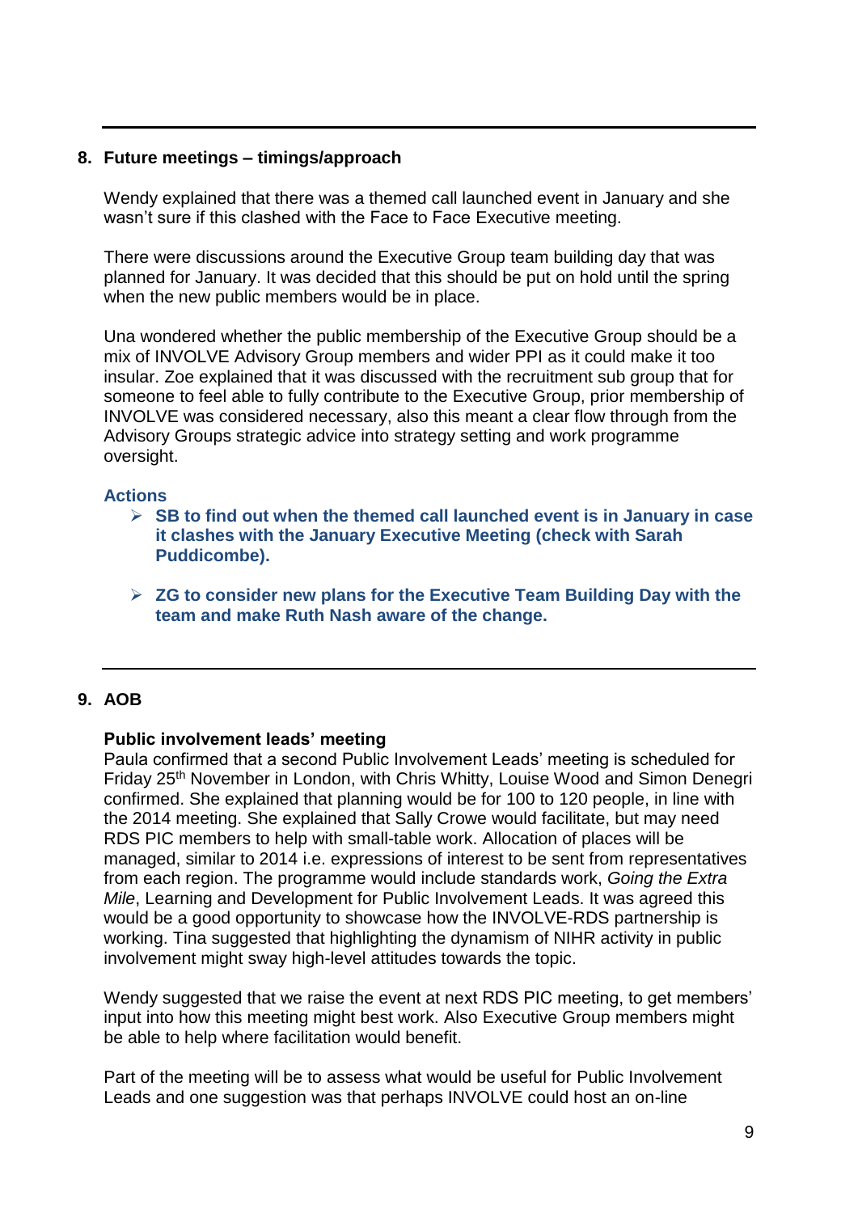## 8. Future meetings – timings/approach

Wendy explained that there was a themed call launched event in January and she wasn't sure if this clashed with the Face to Face Executive meeting.

There were discussions around the Executive Group team building day that was planned for January. It was decided that this should be put on hold until the spring when the new public members would be in place.

Una wondered whether the public membership of the Executive Group should be a mix of INVOLVE Advisory Group members and wider PPI as it could make it too insular. Zoe explained that it was discussed with the recruitment sub group that for someone to feel able to fully contribute to the Executive Group, prior membership of INVOLVE was considered necessary, also this meant a clear flow through from the Advisory Groups strategic advice into strategy setting and work programme oversight.

**Actions**

- **SB to find out when the themed call launched event is in January in case it clashes with the January Executive Meeting (check with Sarah Puddicombe).**
- **ZG to consider new plans for the Executive Team Building Day with the team and make Ruth Nash aware of the change.**

## 9. AOB

**Public involvement leads' meeting**

Paula confirmed that a second Public Involvement Leads' meeting is scheduled for Friday 25th November in London, with Chris Whitty, Louise Wood and Simon Denegri confirmed. She explained that planning would be for 100 to 120 people, in line with the 2014 meeting. She explained that Sally Crowe would facilitate, but may need RDS PIC members to help with small-table work. Allocation of places will be managed, similar to 2014 i.e. expressions of interest to be sent from representatives from each region. The programme would include standards work, *Going the Extra Mile*, Learning and Development for Public Involvement Leads. It was agreed this would be a good opportunity to showcase how the INVOLVE-RDS partnership is working. Tina suggested that highlighting the dynamism of NIHR activity in public involvement might sway high-level attitudes towards the topic.

Wendy suggested that we raise the event at next RDS PIC meeting, to get members' input into how this meeting might best work. Also Executive Group members might be able to help where facilitation would benefit.

Part of the meeting will be to assess what would be useful for Public Involvement Leads and one suggestion was that perhaps INVOLVE could host an on-line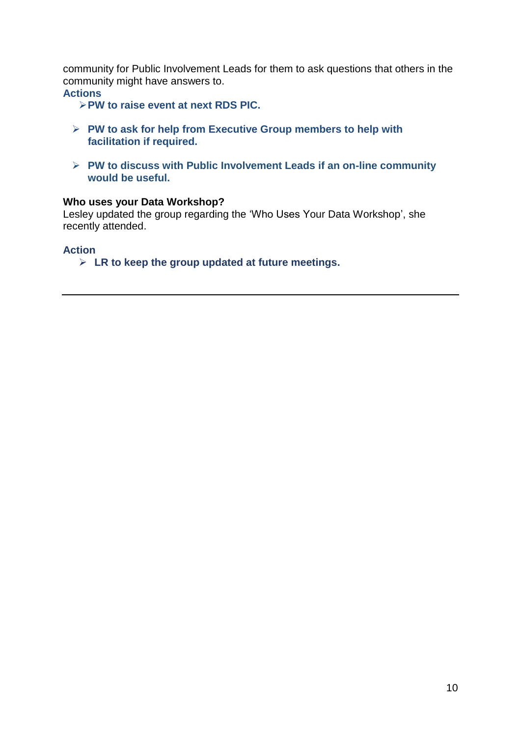community for Public Involvement Leads for them to ask questions that others in the community might have answers to.

**Actions**

- **PW to raise event at next RDS PIC.**
- **PW to ask for help from Executive Group members to help with facilitation if required.**
- **PW to discuss with Public Involvement Leads if an on-line community would be useful.**

**Who uses your Data Workshop?**

Lesley updated the group regarding the 'Who Uses Your Data Workshop', she recently attended.

**Action**

- **LR to keep the group updated at future meetings.**

---